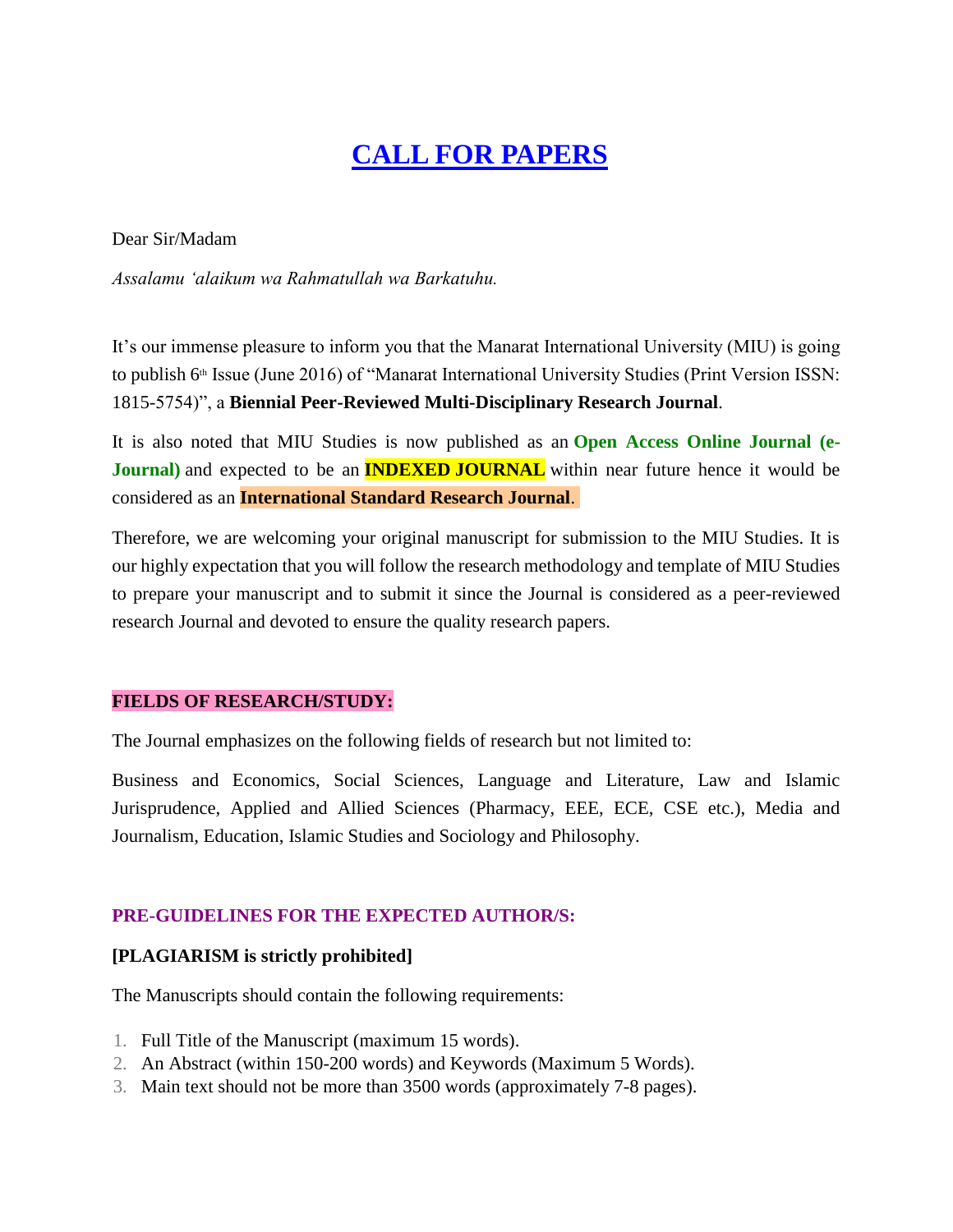# CALL FOR PAPERS

Dear Sir/Madam

*Assalamu 'alaikum wa Rahmatullah wa Barkatuhu.*

It's our immense pleasure to inform you that the Manarat International University (MIU) is going to publish 6th Issue (June 2016) of "Manarat International University Studies (Print Version ISSN: 1815-5754)", a **Biennial Peer-Reviewed Multi-Disciplinary Research Journal**.

It is also noted that MIU Studies is now published as an **Open Access Online Journal (e-Journal)** and expected to be an **INDEXED JOURNAL** within near future hence it would be considered as an **International Standard Research Journal**.

Therefore, we are welcoming your original manuscript for submission to the MIU Studies. It is our highly expectation that you will follow the research methodology and template of MIU Studies to prepare your manuscript and to submit it since the Journal is considered as a peer-reviewed research Journal and devoted to ensure the quality research papers.

## FIELDS OF RESEARCH/STUDY:

The Journal emphasizes on the following fields of research but not limited to:

Business and Economics, Social Sciences, Language and Literature, Law and Islamic Jurisprudence, Applied and Allied Sciences (Pharmacy, EEE, ECE, CSE etc.), Media and Journalism, Education, Islamic Studies and Sociology and Philosophy.

## PRE-GUIDELINES FOR THE EXPECTED AUTHOR/S:

**[PLAGIARISM is strictly prohibited]**

The Manuscripts should contain the following requirements:

1. Full Title of the Manuscript (maximum 15 words).
2. An Abstract (within 150-200 words) and Keywords (Maximum 5 Words).
3. Main text should not be more than 3500 words (approximately 7-8 pages).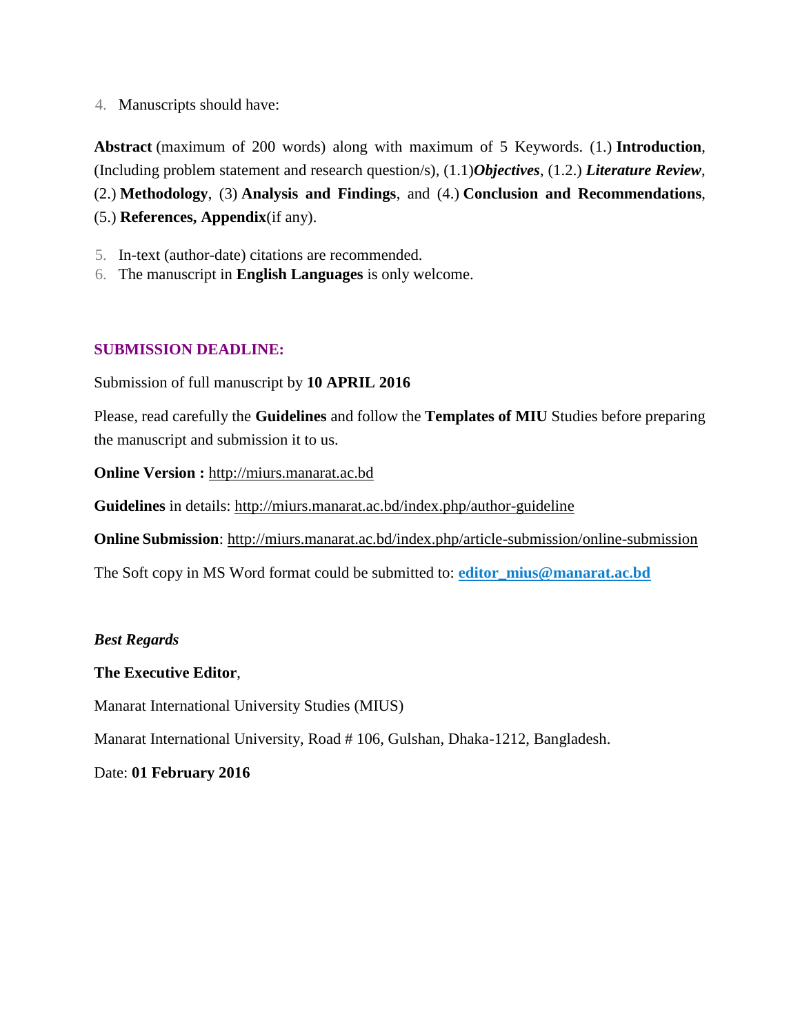4. Manuscripts should have:

**Abstract** (maximum of 200 words) along with maximum of 5 Keywords. (1.) **Introduction**, (Including problem statement and research question/s), (1.1)***Objectives***, (1.2.) ***Literature Review***, (2.) **Methodology**, (3) **Analysis and Findings**, and (4.) **Conclusion and Recommendations**, (5.) **References, Appendix**(if any).

5. In-text (author-date) citations are recommended.
6. The manuscript in **English Languages** is only welcome.

### SUBMISSION DEADLINE:

Submission of full manuscript by **10 APRIL 2016**

Please, read carefully the **Guidelines** and follow the **Templates of MIU** Studies before preparing the manuscript and submission it to us.

**Online Version :** http://miurs.manarat.ac.bd

**Guidelines** in details: http://miurs.manarat.ac.bd/index.php/author-guideline

**Online Submission**: http://miurs.manarat.ac.bd/index.php/article-submission/online-submission

The Soft copy in MS Word format could be submitted to: **editor_mius@manarat.ac.bd**

***Best Regards***

**The Executive Editor**,

Manarat International University Studies (MIUS)

Manarat International University, Road # 106, Gulshan, Dhaka-1212, Bangladesh.

Date: **01 February 2016**